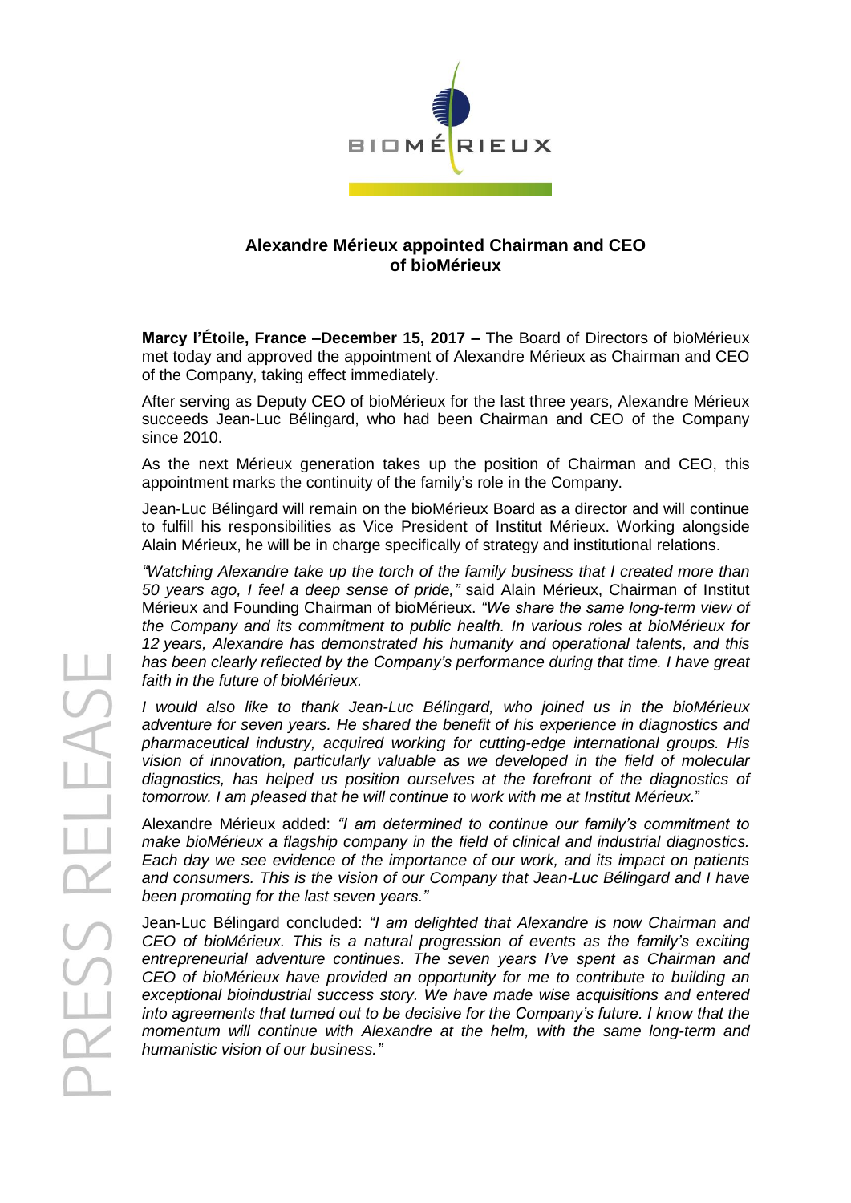## Alexandre Mérieux appointed Chairman and CEO of bioMérieux

**Marcy l'Étoile, France –December 15, 2017 –** The Board of Directors of bioMérieux met today and approved the appointment of Alexandre Mérieux as Chairman and CEO of the Company, taking effect immediately.

After serving as Deputy CEO of bioMérieux for the last three years, Alexandre Mérieux succeeds Jean-Luc Bélingard, who had been Chairman and CEO of the Company since 2010.

As the next Mérieux generation takes up the position of Chairman and CEO, this appointment marks the continuity of the family's role in the Company.

Jean-Luc Bélingard will remain on the bioMérieux Board as a director and will continue to fulfill his responsibilities as Vice President of Institut Mérieux. Working alongside Alain Mérieux, he will be in charge specifically of strategy and institutional relations.

*"Watching Alexandre take up the torch of the family business that I created more than 50 years ago, I feel a deep sense of pride,"* said Alain Mérieux, Chairman of Institut Mérieux and Founding Chairman of bioMérieux. *"We share the same long-term view of the Company and its commitment to public health. In various roles at bioMérieux for 12 years, Alexandre has demonstrated his humanity and operational talents, and this has been clearly reflected by the Company's performance during that time. I have great faith in the future of bioMérieux.*

*I would also like to thank Jean-Luc Bélingard, who joined us in the bioMérieux adventure for seven years. He shared the benefit of his experience in diagnostics and pharmaceutical industry, acquired working for cutting-edge international groups. His vision of innovation, particularly valuable as we developed in the field of molecular diagnostics, has helped us position ourselves at the forefront of the diagnostics of tomorrow. I am pleased that he will continue to work with me at Institut Mérieux.*"

Alexandre Mérieux added: *"I am determined to continue our family's commitment to make bioMérieux a flagship company in the field of clinical and industrial diagnostics. Each day we see evidence of the importance of our work, and its impact on patients and consumers. This is the vision of our Company that Jean-Luc Bélingard and I have been promoting for the last seven years."*

Jean-Luc Bélingard concluded: *"I am delighted that Alexandre is now Chairman and CEO of bioMérieux. This is a natural progression of events as the family's exciting entrepreneurial adventure continues. The seven years I've spent as Chairman and CEO of bioMérieux have provided an opportunity for me to contribute to building an exceptional bioindustrial success story. We have made wise acquisitions and entered into agreements that turned out to be decisive for the Company's future. I know that the momentum will continue with Alexandre at the helm, with the same long-term and humanistic vision of our business."*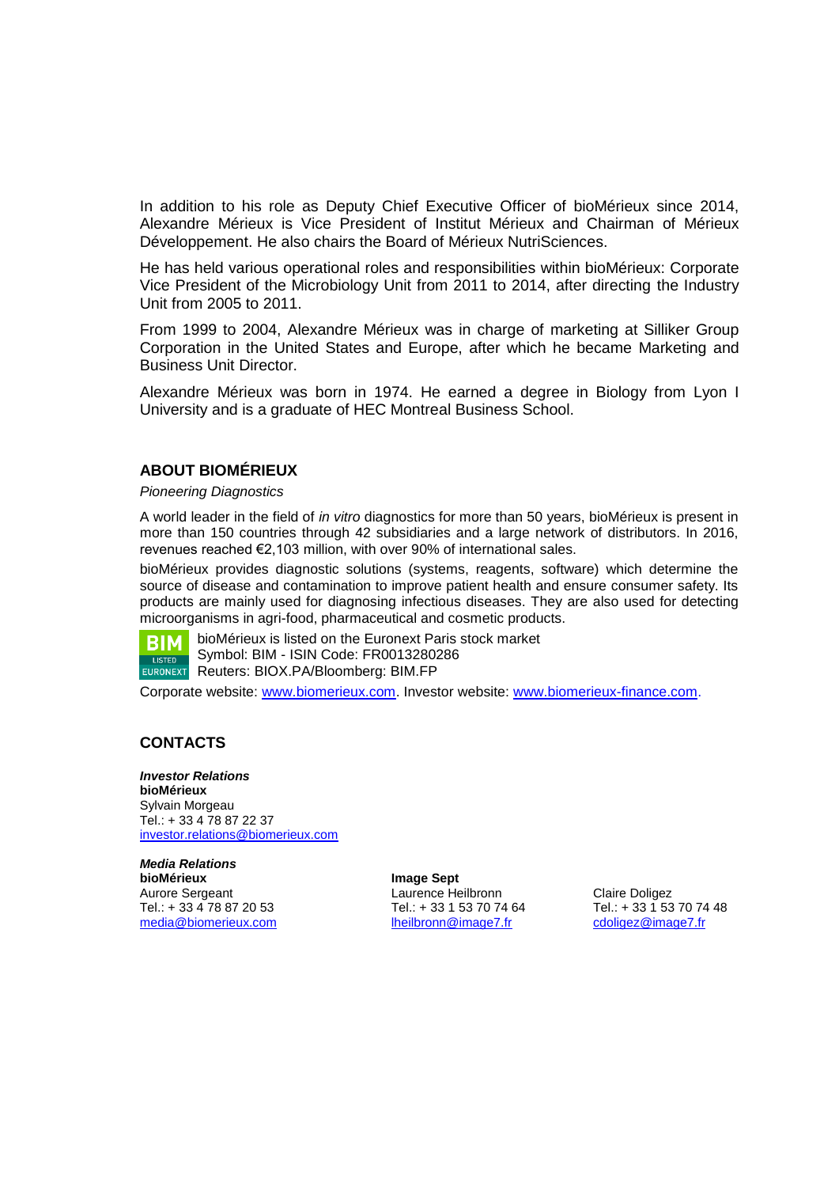In addition to his role as Deputy Chief Executive Officer of bioMérieux since 2014, Alexandre Mérieux is Vice President of Institut Mérieux and Chairman of Mérieux Développement. He also chairs the Board of Mérieux NutriSciences.

He has held various operational roles and responsibilities within bioMérieux: Corporate Vice President of the Microbiology Unit from 2011 to 2014, after directing the Industry Unit from 2005 to 2011.

From 1999 to 2004, Alexandre Mérieux was in charge of marketing at Silliker Group Corporation in the United States and Europe, after which he became Marketing and Business Unit Director.

Alexandre Mérieux was born in 1974. He earned a degree in Biology from Lyon I University and is a graduate of HEC Montreal Business School.

## ABOUT BIOMÉRIEUX

*Pioneering Diagnostics*

A world leader in the field of *in vitro* diagnostics for more than 50 years, bioMérieux is present in more than 150 countries through 42 subsidiaries and a large network of distributors. In 2016, revenues reached €2,103 million, with over 90% of international sales.

bioMérieux provides diagnostic solutions (systems, reagents, software) which determine the source of disease and contamination to improve patient health and ensure consumer safety. Its products are mainly used for diagnosing infectious diseases. They are also used for detecting microorganisms in agri-food, pharmaceutical and cosmetic products.

BIM LISTED EURONEXT

bioMérieux is listed on the Euronext Paris stock market
Symbol: BIM - ISIN Code: FR0013280286
Reuters: BIOX.PA/Bloomberg: BIM.FP

Corporate website: www.biomerieux.com. Investor website: www.biomerieux-finance.com.

## CONTACTS

***Investor Relations***
**bioMérieux**
Sylvain Morgeau
Tel.: + 33 4 78 87 22 37
investor.relations@biomerieux.com

***Media Relations***
**bioMérieux**
Aurore Sergeant
Tel.: + 33 4 78 87 20 53
media@biomerieux.com

**Image Sept**
Laurence Heilbronn
Tel.: + 33 1 53 70 74 64
lheilbronn@image7.fr

Claire Doligez
Tel.: + 33 1 53 70 74 48
cdoligez@image7.fr